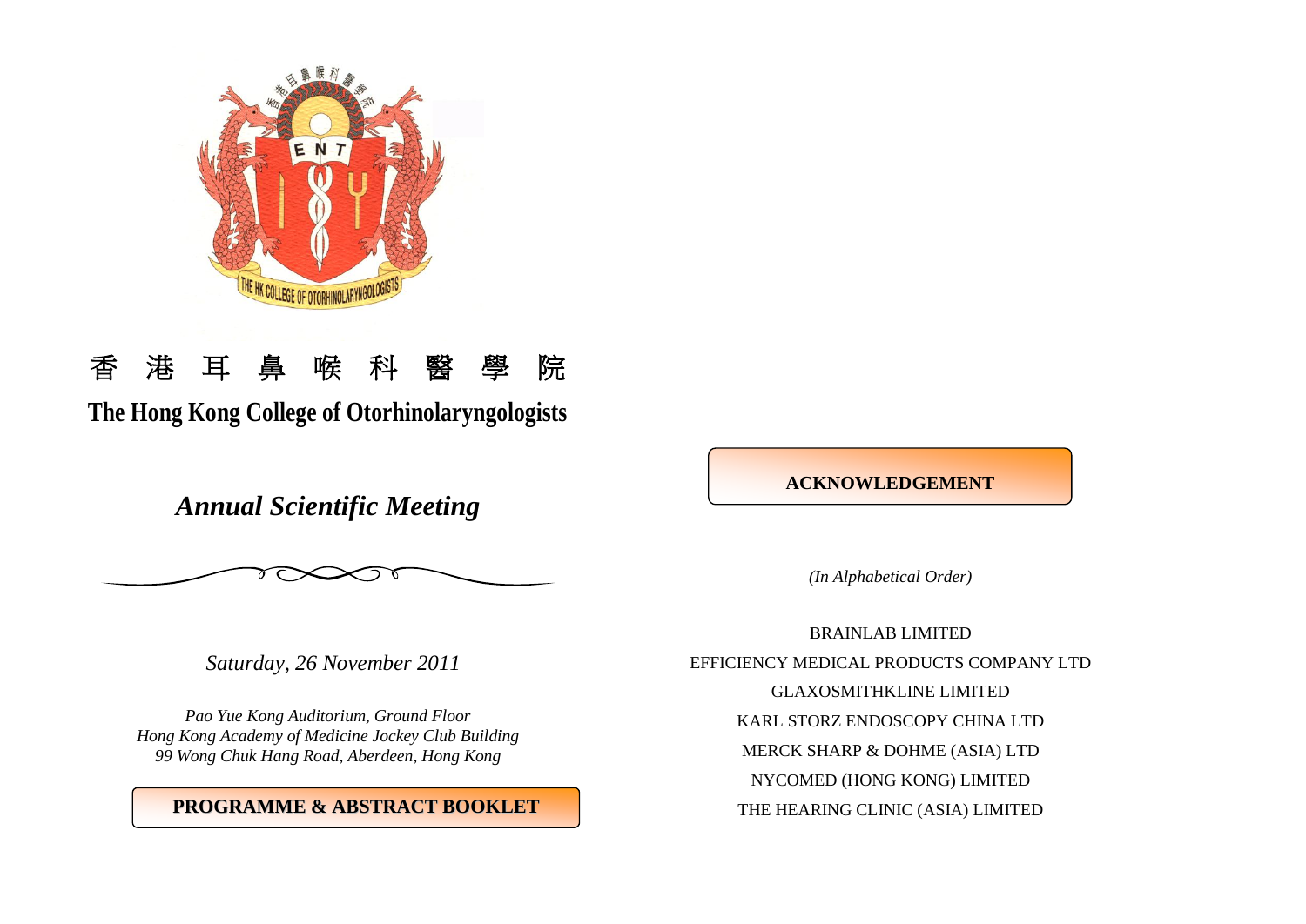香 港 耳 鼻 喉 科 醫 學 院

# The Hong Kong College of Otorhinolaryngologists

## *Annual Scientific Meeting*

*Saturday, 26 November 2011*

*Pao Yue Kong Auditorium, Ground Floor*
*Hong Kong Academy of Medicine Jockey Club Building*
*99 Wong Chuk Hang Road, Aberdeen, Hong Kong*

**PROGRAMME & ABSTRACT BOOKLET**

## ACKNOWLEDGEMENT

*(In Alphabetical Order)*

BRAINLAB LIMITED
EFFICIENCY MEDICAL PRODUCTS COMPANY LTD
GLAXOSMITHKLINE LIMITED
KARL STORZ ENDOSCOPY CHINA LTD
MERCK SHARP & DOHME (ASIA) LTD
NYCOMED (HONG KONG) LIMITED
THE HEARING CLINIC (ASIA) LIMITED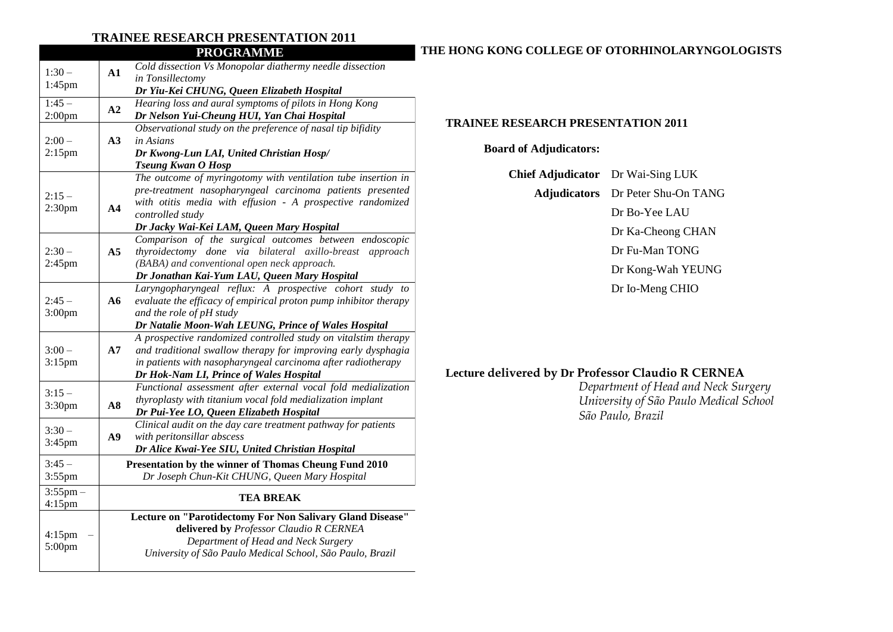# TRAINEE RESEARCH PRESENTATION 2011

## PROGRAMME

| Time | No. | Presentation |
|---|---|---|
| 1:30 – 1:45pm | **A1** | *Cold dissection Vs Monopolar diathermy needle dissection in Tonsillectomy* <br> ***Dr Yiu-Kei CHUNG, Queen Elizabeth Hospital*** |
| 1:45 – 2:00pm | **A2** | *Hearing loss and aural symptoms of pilots in Hong Kong* <br> ***Dr Nelson Yui-Cheung HUI, Yan Chai Hospital*** |
| 2:00 – 2:15pm | **A3** | *Observational study on the preference of nasal tip bifidity in Asians* <br> ***Dr Kwong-Lun LAI, United Christian Hosp/ Tseung Kwan O Hosp*** |
| 2:15 – 2:30pm | **A4** | *The outcome of myringotomy with ventilation tube insertion in pre-treatment nasopharyngeal carcinoma patients presented with otitis media with effusion - A prospective randomized controlled study* <br> ***Dr Jacky Wai-Kei LAM, Queen Mary Hospital*** |
| 2:30 – 2:45pm | **A5** | *Comparison of the surgical outcomes between endoscopic thyroidectomy done via bilateral axillo-breast approach (BABA) and conventional open neck approach.* <br> ***Dr Jonathan Kai-Yum LAU, Queen Mary Hospital*** |
| 2:45 – 3:00pm | **A6** | *Laryngopharyngeal reflux: A prospective cohort study to evaluate the efficacy of empirical proton pump inhibitor therapy and the role of pH study* <br> ***Dr Natalie Moon-Wah LEUNG, Prince of Wales Hospital*** |
| 3:00 – 3:15pm | **A7** | *A prospective randomized controlled study on vitalstim therapy and traditional swallow therapy for improving early dysphagia in patients with nasopharyngeal carcinoma after radiotherapy* <br> ***Dr Hok-Nam LI, Prince of Wales Hospital*** |
| 3:15 – 3:30pm | **A8** | *Functional assessment after external vocal fold medialization thyroplasty with titanium vocal fold medialization implant* <br> ***Dr Pui-Yee LO, Queen Elizabeth Hospital*** |
| 3:30 – 3:45pm | **A9** | *Clinical audit on the day care treatment pathway for patients with peritonsillar abscess* <br> ***Dr Alice Kwai-Yee SIU, United Christian Hospital*** |
| 3:45 – 3:55pm | | **Presentation by the winner of Thomas Cheung Fund 2010** <br> *Dr Joseph Chun-Kit CHUNG, Queen Mary Hospital* |
| 3:55pm – 4:15pm | | **TEA BREAK** |
| 4:15pm – 5:00pm | | **Lecture on "Parotidectomy For Non Salivary Gland Disease" delivered by** *Professor Claudio R CERNEA* <br> *Department of Head and Neck Surgery* <br> *University of São Paulo Medical School, São Paulo, Brazil* |

# THE HONG KONG COLLEGE OF OTORHINOLARYNGOLOGISTS

## TRAINEE RESEARCH PRESENTATION 2011

**Board of Adjudicators:**

**Chief Adjudicator** Dr Wai-Sing LUK

**Adjudicators** Dr Peter Shu-On TANG
Dr Bo-Yee LAU
Dr Ka-Cheong CHAN
Dr Fu-Man TONG
Dr Kong-Wah YEUNG
Dr Io-Meng CHIO

**Lecture delivered by Dr Professor Claudio R CERNEA**

*Department of Head and Neck Surgery*
*University of São Paulo Medical School*
*São Paulo, Brazil*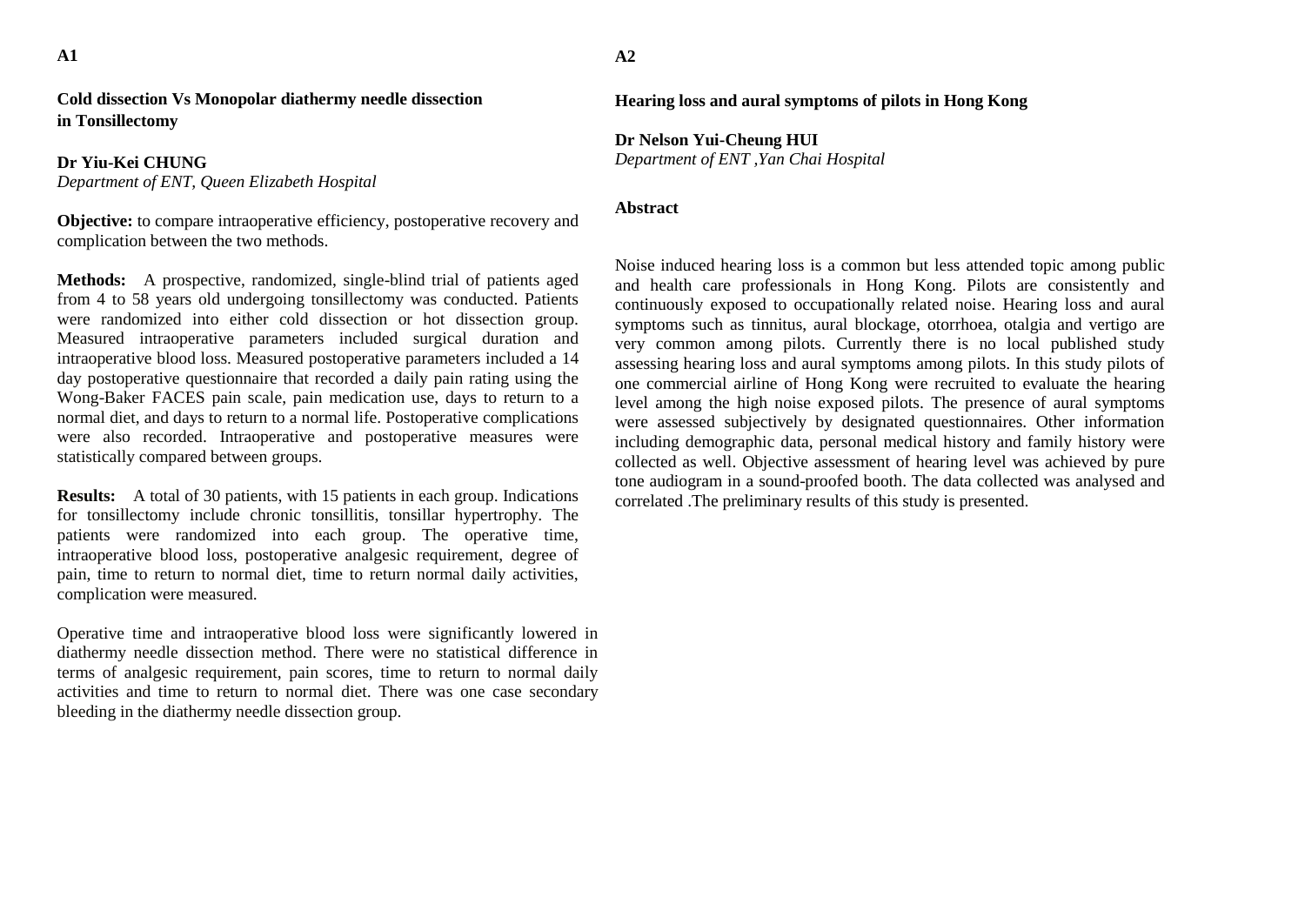**A1**

## Cold dissection Vs Monopolar diathermy needle dissection in Tonsillectomy

**Dr Yiu-Kei CHUNG**
*Department of ENT, Queen Elizabeth Hospital*

**Objective:** to compare intraoperative efficiency, postoperative recovery and complication between the two methods.

**Methods:** A prospective, randomized, single-blind trial of patients aged from 4 to 58 years old undergoing tonsillectomy was conducted. Patients were randomized into either cold dissection or hot dissection group. Measured intraoperative parameters included surgical duration and intraoperative blood loss. Measured postoperative parameters included a 14 day postoperative questionnaire that recorded a daily pain rating using the Wong-Baker FACES pain scale, pain medication use, days to return to a normal diet, and days to return to a normal life. Postoperative complications were also recorded. Intraoperative and postoperative measures were statistically compared between groups.

**Results:** A total of 30 patients, with 15 patients in each group. Indications for tonsillectomy include chronic tonsillitis, tonsillar hypertrophy. The patients were randomized into each group. The operative time, intraoperative blood loss, postoperative analgesic requirement, degree of pain, time to return to normal diet, time to return normal daily activities, complication were measured.

Operative time and intraoperative blood loss were significantly lowered in diathermy needle dissection method. There were no statistical difference in terms of analgesic requirement, pain scores, time to return to normal daily activities and time to return to normal diet. There was one case secondary bleeding in the diathermy needle dissection group.

**A2**

## Hearing loss and aural symptoms of pilots in Hong Kong

**Dr Nelson Yui-Cheung HUI**
*Department of ENT ,Yan Chai Hospital*

**Abstract**

Noise induced hearing loss is a common but less attended topic among public and health care professionals in Hong Kong. Pilots are consistently and continuously exposed to occupationally related noise. Hearing loss and aural symptoms such as tinnitus, aural blockage, otorrhoea, otalgia and vertigo are very common among pilots. Currently there is no local published study assessing hearing loss and aural symptoms among pilots. In this study pilots of one commercial airline of Hong Kong were recruited to evaluate the hearing level among the high noise exposed pilots. The presence of aural symptoms were assessed subjectively by designated questionnaires. Other information including demographic data, personal medical history and family history were collected as well. Objective assessment of hearing level was achieved by pure tone audiogram in a sound-proofed booth. The data collected was analysed and correlated .The preliminary results of this study is presented.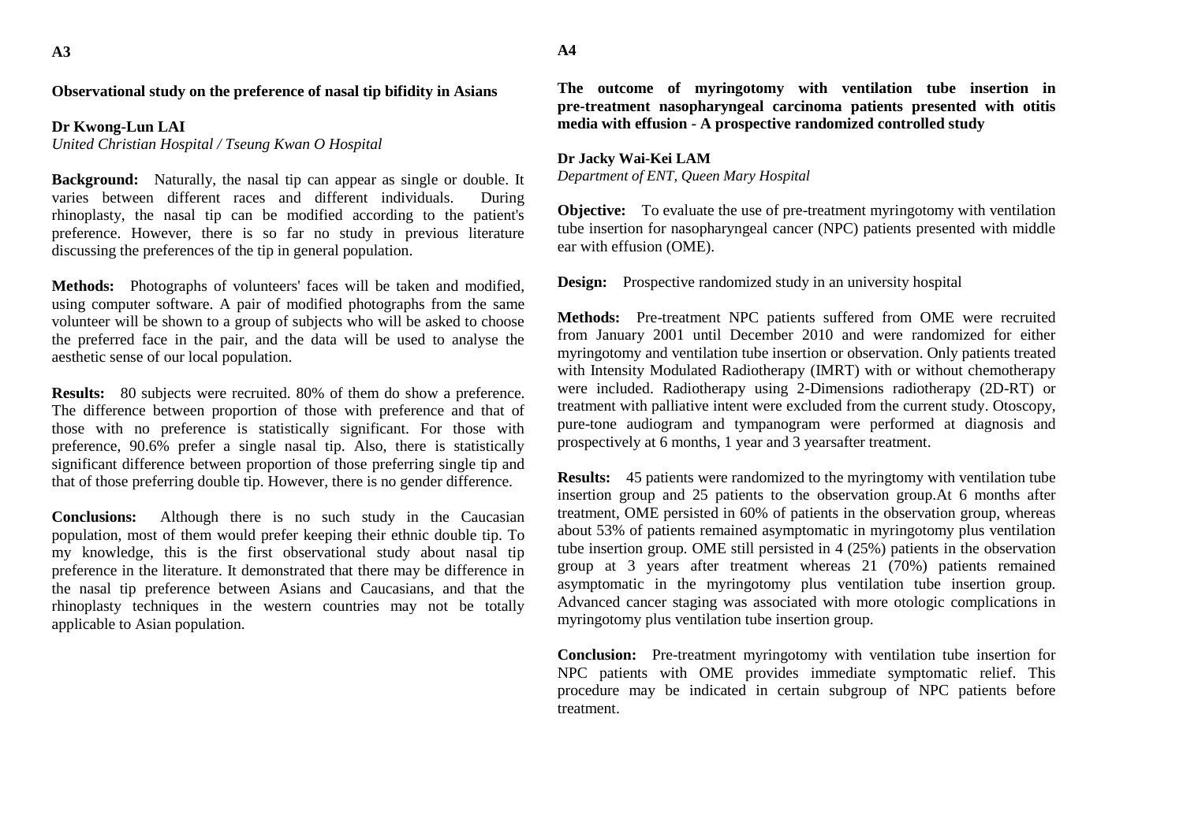**A3**

**Observational study on the preference of nasal tip bifidity in Asians**

**Dr Kwong-Lun LAI**
*United Christian Hospital / Tseung Kwan O Hospital*

**Background:** Naturally, the nasal tip can appear as single or double. It varies between different races and different individuals. During rhinoplasty, the nasal tip can be modified according to the patient's preference. However, there is so far no study in previous literature discussing the preferences of the tip in general population.

**Methods:** Photographs of volunteers' faces will be taken and modified, using computer software. A pair of modified photographs from the same volunteer will be shown to a group of subjects who will be asked to choose the preferred face in the pair, and the data will be used to analyse the aesthetic sense of our local population.

**Results:** 80 subjects were recruited. 80% of them do show a preference. The difference between proportion of those with preference and that of those with no preference is statistically significant. For those with preference, 90.6% prefer a single nasal tip. Also, there is statistically significant difference between proportion of those preferring single tip and that of those preferring double tip. However, there is no gender difference.

**Conclusions:** Although there is no such study in the Caucasian population, most of them would prefer keeping their ethnic double tip. To my knowledge, this is the first observational study about nasal tip preference in the literature. It demonstrated that there may be difference in the nasal tip preference between Asians and Caucasians, and that the rhinoplasty techniques in the western countries may not be totally applicable to Asian population.

**A4**

**The outcome of myringotomy with ventilation tube insertion in pre-treatment nasopharyngeal carcinoma patients presented with otitis media with effusion - A prospective randomized controlled study**

**Dr Jacky Wai-Kei LAM**
*Department of ENT, Queen Mary Hospital*

**Objective:** To evaluate the use of pre-treatment myringotomy with ventilation tube insertion for nasopharyngeal cancer (NPC) patients presented with middle ear with effusion (OME).

**Design:** Prospective randomized study in an university hospital

**Methods:** Pre-treatment NPC patients suffered from OME were recruited from January 2001 until December 2010 and were randomized for either myringotomy and ventilation tube insertion or observation. Only patients treated with Intensity Modulated Radiotherapy (IMRT) with or without chemotherapy were included. Radiotherapy using 2-Dimensions radiotherapy (2D-RT) or treatment with palliative intent were excluded from the current study. Otoscopy, pure-tone audiogram and tympanogram were performed at diagnosis and prospectively at 6 months, 1 year and 3 yearsafter treatment.

**Results:** 45 patients were randomized to the myringtomy with ventilation tube insertion group and 25 patients to the observation group.At 6 months after treatment, OME persisted in 60% of patients in the observation group, whereas about 53% of patients remained asymptomatic in myringotomy plus ventilation tube insertion group. OME still persisted in 4 (25%) patients in the observation group at 3 years after treatment whereas 21 (70%) patients remained asymptomatic in the myringotomy plus ventilation tube insertion group. Advanced cancer staging was associated with more otologic complications in myringotomy plus ventilation tube insertion group.

**Conclusion:** Pre-treatment myringotomy with ventilation tube insertion for NPC patients with OME provides immediate symptomatic relief. This procedure may be indicated in certain subgroup of NPC patients before treatment.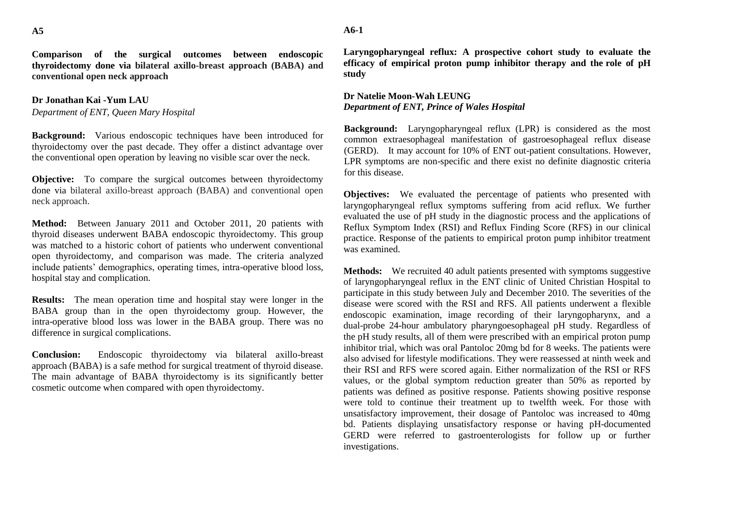**A5**

## Comparison of the surgical outcomes between endoscopic thyroidectomy done via bilateral axillo-breast approach (BABA) and conventional open neck approach

**Dr Jonathan Kai -Yum LAU**
*Department of ENT, Queen Mary Hospital*

**Background:** Various endoscopic techniques have been introduced for thyroidectomy over the past decade. They offer a distinct advantage over the conventional open operation by leaving no visible scar over the neck.

**Objective:** To compare the surgical outcomes between thyroidectomy done via bilateral axillo-breast approach (BABA) and conventional open neck approach.

**Method:** Between January 2011 and October 2011, 20 patients with thyroid diseases underwent BABA endoscopic thyroidectomy. This group was matched to a historic cohort of patients who underwent conventional open thyroidectomy, and comparison was made. The criteria analyzed include patients' demographics, operating times, intra-operative blood loss, hospital stay and complication.

**Results:** The mean operation time and hospital stay were longer in the BABA group than in the open thyroidectomy group. However, the intra-operative blood loss was lower in the BABA group. There was no difference in surgical complications.

**Conclusion:** Endoscopic thyroidectomy via bilateral axillo-breast approach (BABA) is a safe method for surgical treatment of thyroid disease. The main advantage of BABA thyroidectomy is its significantly better cosmetic outcome when compared with open thyroidectomy.

**A6-1**

## Laryngopharyngeal reflux: A prospective cohort study to evaluate the efficacy of empirical proton pump inhibitor therapy and the role of pH study

**Dr Natelie Moon-Wah LEUNG**
***Department of ENT, Prince of Wales Hospital***

**Background:** Laryngopharyngeal reflux (LPR) is considered as the most common extraesophageal manifestation of gastroesophageal reflux disease (GERD). It may account for 10% of ENT out-patient consultations. However, LPR symptoms are non-specific and there exist no definite diagnostic criteria for this disease.

**Objectives:** We evaluated the percentage of patients who presented with laryngopharyngeal reflux symptoms suffering from acid reflux. We further evaluated the use of pH study in the diagnostic process and the applications of Reflux Symptom Index (RSI) and Reflux Finding Score (RFS) in our clinical practice. Response of the patients to empirical proton pump inhibitor treatment was examined.

**Methods:** We recruited 40 adult patients presented with symptoms suggestive of laryngopharyngeal reflux in the ENT clinic of United Christian Hospital to participate in this study between July and December 2010. The severities of the disease were scored with the RSI and RFS. All patients underwent a flexible endoscopic examination, image recording of their laryngopharynx, and a dual-probe 24-hour ambulatory pharyngoesophageal pH study. Regardless of the pH study results, all of them were prescribed with an empirical proton pump inhibitor trial, which was oral Pantoloc 20mg bd for 8 weeks. The patients were also advised for lifestyle modifications. They were reassessed at ninth week and their RSI and RFS were scored again. Either normalization of the RSI or RFS values, or the global symptom reduction greater than 50% as reported by patients was defined as positive response. Patients showing positive response were told to continue their treatment up to twelfth week. For those with unsatisfactory improvement, their dosage of Pantoloc was increased to 40mg bd. Patients displaying unsatisfactory response or having pH-documented GERD were referred to gastroenterologists for follow up or further investigations.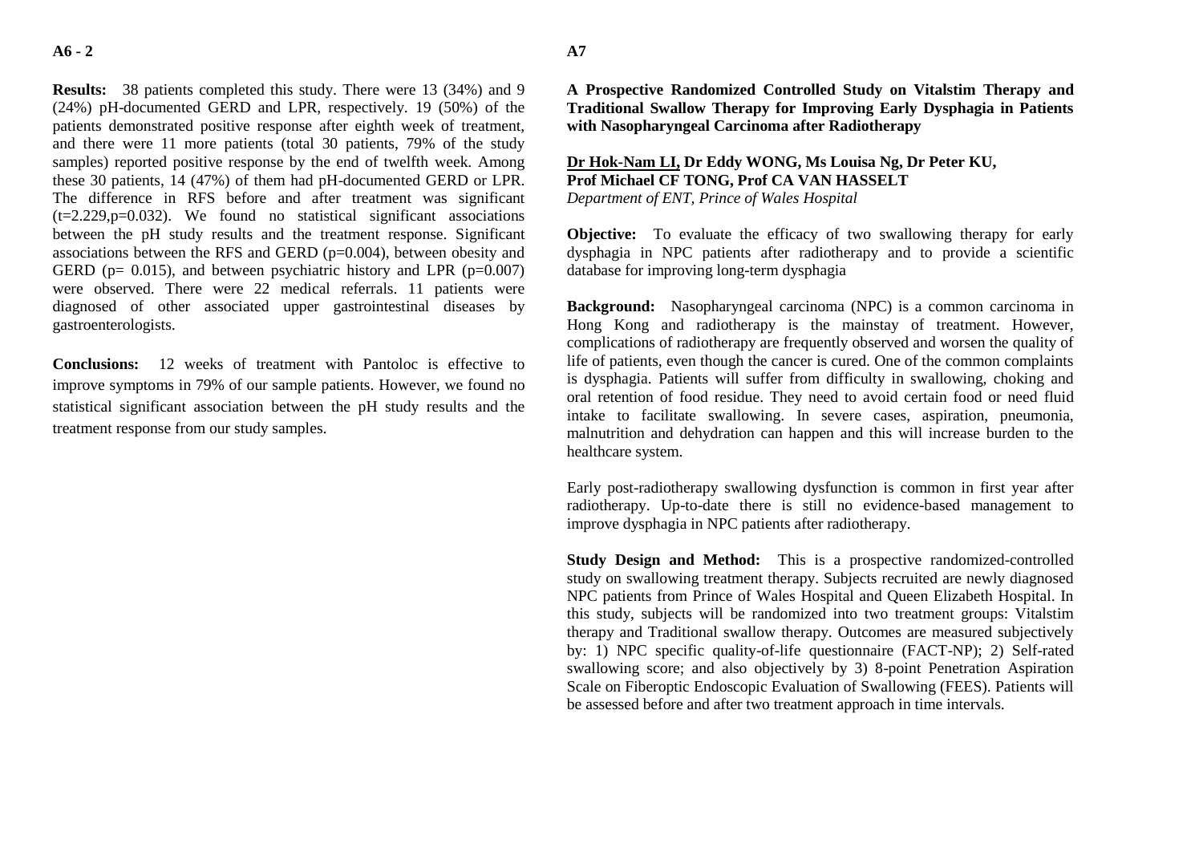## A6 - 2

**Results:** 38 patients completed this study. There were 13 (34%) and 9 (24%) pH-documented GERD and LPR, respectively. 19 (50%) of the patients demonstrated positive response after eighth week of treatment, and there were 11 more patients (total 30 patients, 79% of the study samples) reported positive response by the end of twelfth week. Among these 30 patients, 14 (47%) of them had pH-documented GERD or LPR. The difference in RFS before and after treatment was significant ($t=2.229, p=0.032$). We found no statistical significant associations between the pH study results and the treatment response. Significant associations between the RFS and GERD ($p=0.004$), between obesity and GERD ($p= 0.015$), and between psychiatric history and LPR ($p=0.007$) were observed. There were 22 medical referrals. 11 patients were diagnosed of other associated upper gastrointestinal diseases by gastroenterologists.

**Conclusions:** 12 weeks of treatment with Pantoloc is effective to improve symptoms in 79% of our sample patients. However, we found no statistical significant association between the pH study results and the treatment response from our study samples.

## A7

### A Prospective Randomized Controlled Study on Vitalstim Therapy and Traditional Swallow Therapy for Improving Early Dysphagia in Patients with Nasopharyngeal Carcinoma after Radiotherapy

**Dr Hok-Nam LI, Dr Eddy WONG, Ms Louisa Ng, Dr Peter KU, Prof Michael CF TONG, Prof CA VAN HASSELT**
*Department of ENT, Prince of Wales Hospital*

**Objective:** To evaluate the efficacy of two swallowing therapy for early dysphagia in NPC patients after radiotherapy and to provide a scientific database for improving long-term dysphagia

**Background:** Nasopharyngeal carcinoma (NPC) is a common carcinoma in Hong Kong and radiotherapy is the mainstay of treatment. However, complications of radiotherapy are frequently observed and worsen the quality of life of patients, even though the cancer is cured. One of the common complaints is dysphagia. Patients will suffer from difficulty in swallowing, choking and oral retention of food residue. They need to avoid certain food or need fluid intake to facilitate swallowing. In severe cases, aspiration, pneumonia, malnutrition and dehydration can happen and this will increase burden to the healthcare system.

Early post-radiotherapy swallowing dysfunction is common in first year after radiotherapy. Up-to-date there is still no evidence-based management to improve dysphagia in NPC patients after radiotherapy.

**Study Design and Method:** This is a prospective randomized-controlled study on swallowing treatment therapy. Subjects recruited are newly diagnosed NPC patients from Prince of Wales Hospital and Queen Elizabeth Hospital. In this study, subjects will be randomized into two treatment groups: Vitalstim therapy and Traditional swallow therapy. Outcomes are measured subjectively by: 1) NPC specific quality-of-life questionnaire (FACT-NP); 2) Self-rated swallowing score; and also objectively by 3) 8-point Penetration Aspiration Scale on Fiberoptic Endoscopic Evaluation of Swallowing (FEES). Patients will be assessed before and after two treatment approach in time intervals.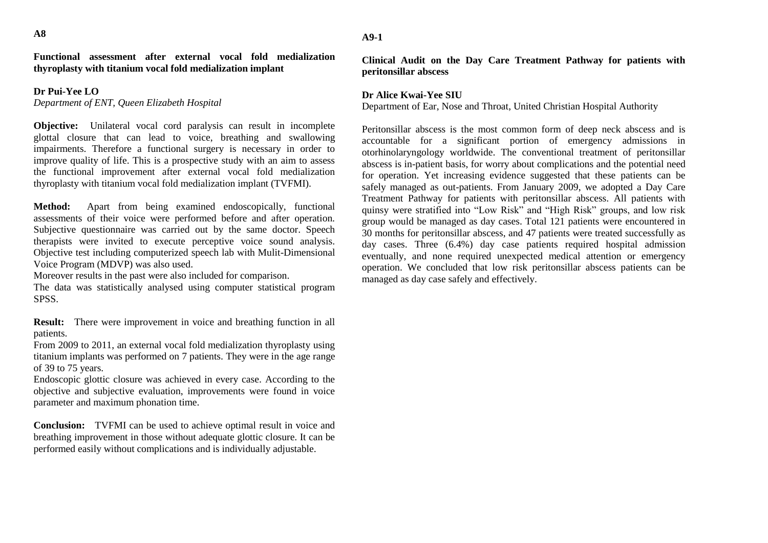## A8

### Functional assessment after external vocal fold medialization thyroplasty with titanium vocal fold medialization implant

**Dr Pui-Yee LO**

*Department of ENT, Queen Elizabeth Hospital*

**Objective:** Unilateral vocal cord paralysis can result in incomplete glottal closure that can lead to voice, breathing and swallowing impairments. Therefore a functional surgery is necessary in order to improve quality of life. This is a prospective study with an aim to assess the functional improvement after external vocal fold medialization thyroplasty with titanium vocal fold medialization implant (TVFMI).

**Method:** Apart from being examined endoscopically, functional assessments of their voice were performed before and after operation. Subjective questionnaire was carried out by the same doctor. Speech therapists were invited to execute perceptive voice sound analysis. Objective test including computerized speech lab with Mulit-Dimensional Voice Program (MDVP) was also used.

Moreover results in the past were also included for comparison.

The data was statistically analysed using computer statistical program SPSS.

**Result:** There were improvement in voice and breathing function in all patients.

From 2009 to 2011, an external vocal fold medialization thyroplasty using titanium implants was performed on 7 patients. They were in the age range of 39 to 75 years.

Endoscopic glottic closure was achieved in every case. According to the objective and subjective evaluation, improvements were found in voice parameter and maximum phonation time.

**Conclusion:** TVFMI can be used to achieve optimal result in voice and breathing improvement in those without adequate glottic closure. It can be performed easily without complications and is individually adjustable.

## A9-1

### Clinical Audit on the Day Care Treatment Pathway for patients with peritonsillar abscess

**Dr Alice Kwai-Yee SIU**

Department of Ear, Nose and Throat, United Christian Hospital Authority

Peritonsillar abscess is the most common form of deep neck abscess and is accountable for a significant portion of emergency admissions in otorhinolaryngology worldwide. The conventional treatment of peritonsillar abscess is in-patient basis, for worry about complications and the potential need for operation. Yet increasing evidence suggested that these patients can be safely managed as out-patients. From January 2009, we adopted a Day Care Treatment Pathway for patients with peritonsillar abscess. All patients with quinsy were stratified into "Low Risk" and "High Risk" groups, and low risk group would be managed as day cases. Total 121 patients were encountered in 30 months for peritonsillar abscess, and 47 patients were treated successfully as day cases. Three (6.4%) day case patients required hospital admission eventually, and none required unexpected medical attention or emergency operation. We concluded that low risk peritonsillar abscess patients can be managed as day case safely and effectively.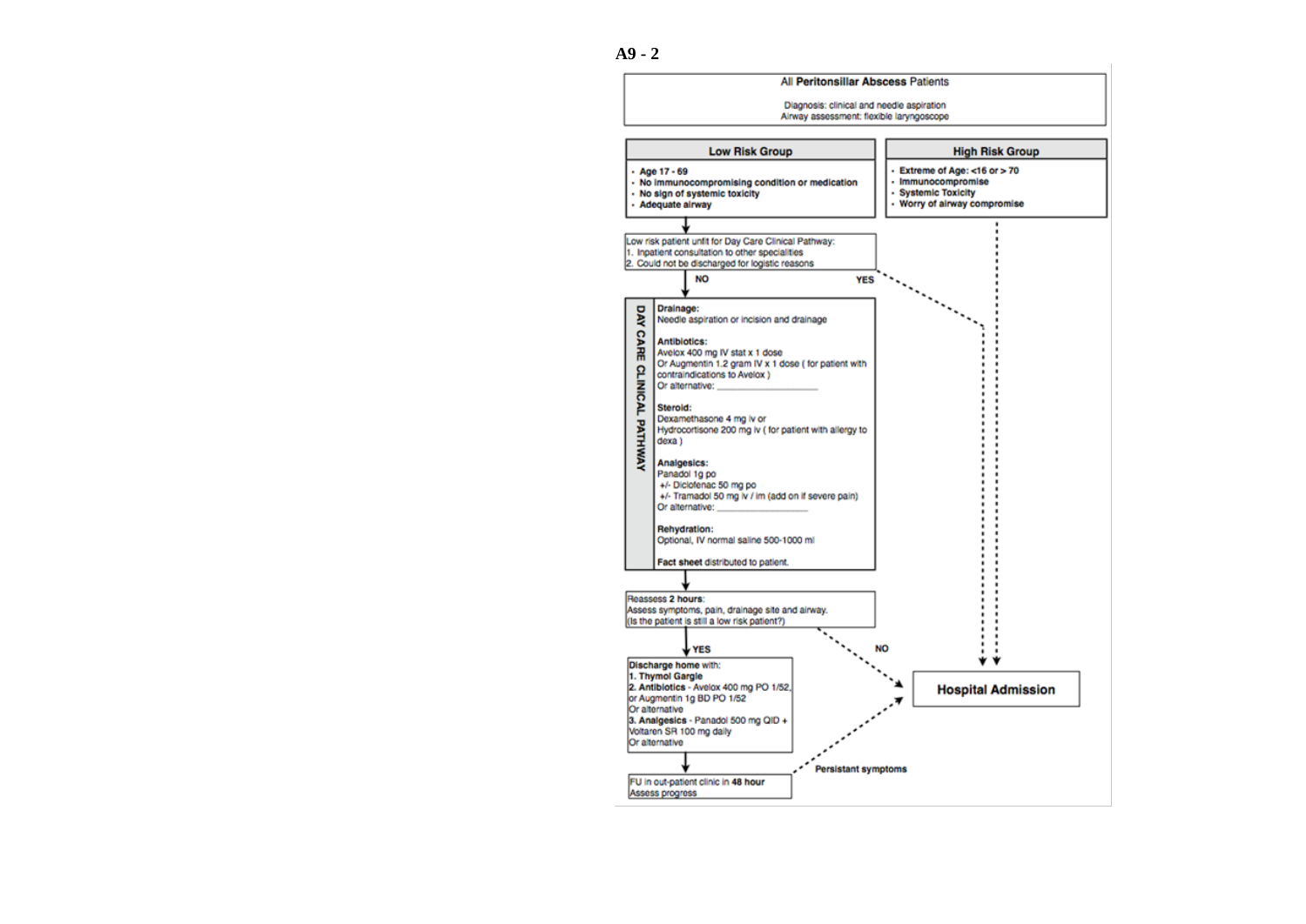**A9 - 2**

All **Peritonsillar Abscess** Patients

Diagnosis: clinical and needle aspiration
Airway assessment: flexible laryngoscope

**Low Risk Group**

- Age 17 - 69
- No immunocompromising condition or medication
- No sign of systemic toxicity
- Adequate airway

**High Risk Group**

- Extreme of Age: <16 or > 70
- Immunocompromise
- Systemic Toxicity
- Worry of airway compromise

Low risk patient unfit for Day Care Clinical Pathway:
1. Inpatient consultation to other specialities
2. Could not be discharged for logistic reasons

NO

YES

**DAY CARE CLINICAL PATHWAY**

**Drainage:**
Needle aspiration or incision and drainage

**Antibiotics:**
Avelox 400 mg IV stat x 1 dose
Or Augmentin 1.2 gram IV x 1 dose ( for patient with contraindications to Avelox )
Or alternative: ____________________

**Steroid:**
Dexamethasone 4 mg iv or
Hydrocortisone 200 mg iv ( for patient with allergy to dexa )

**Analgesics:**
Panadol 1g po
+/- Diclofenac 50 mg po
+/- Tramadol 50 mg iv / im (add on if severe pain)
Or alternative: ____________________

**Rehydration:**
Optional, IV normal saline 500-1000 ml

**Fact sheet** distributed to patient.

Reassess **2 hours**:
Assess symptoms, pain, drainage site and airway.
(Is the patient is still a low risk patient?)

YES

NO

**Discharge home** with:
1. **Thymol Gargle**
2. **Antibiotics** - Avelox 400 mg PO 1/52, or Augmentin 1g BD PO 1/52
Or alternative
3. **Analgesics** - Panadol 500 mg QID + Voltaren SR 100 mg daily
Or alternative

FU in out-patient clinic in **48 hour**
Assess progress

Persistant symptoms

**Hospital Admission**